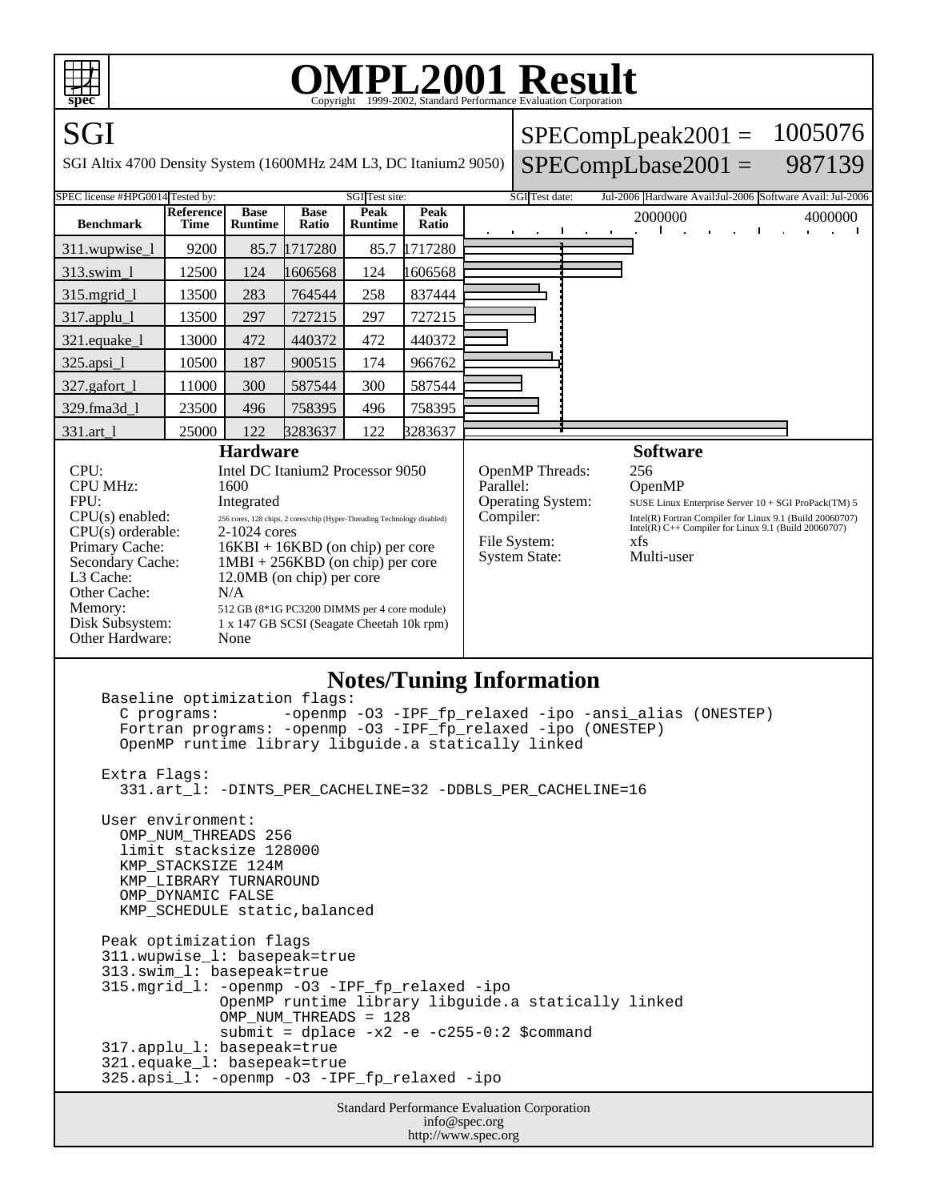# OMPL2001 Result

Copyright 1999-2002, Standard Performance Evaluation Corporation

## SGI

SGI Altix 4700 Density System (1600MHz 24M L3, DC Itanium2 9050)

SPECompLpeak2001 = 1005076

SPECompLbase2001 = 987139

SPEC license #:HPG0014 Tested by: SGI Test site: SGI Test date: Jul-2006 Hardware Avail: Jul-2006 Software Avail: Jul-2006

| Benchmark | Reference Time | Base Runtime | Base Ratio | Peak Runtime | Peak Ratio |
|---|---|---|---|---|---|
| 311.wupwise_l | 9200 | 85.7 | 1717280 | 85.7 | 1717280 |
| 313.swim_l | 12500 | 124 | 1606568 | 124 | 1606568 |
| 315.mgrid_l | 13500 | 283 | 764544 | 258 | 837444 |
| 317.applu_l | 13500 | 297 | 727215 | 297 | 727215 |
| 321.equake_l | 13000 | 472 | 440372 | 472 | 440372 |
| 325.apsi_l | 10500 | 187 | 900515 | 174 | 966762 |
| 327.gafort_l | 11000 | 300 | 587544 | 300 | 587544 |
| 329.fma3d_l | 23500 | 496 | 758395 | 496 | 758395 |
| 331.art_l | 25000 | 122 | 3283637 | 122 | 3283637 |

### Hardware

| | |
|---|---|
| CPU: | Intel DC Itanium2 Processor 9050 |
| CPU MHz: | 1600 |
| FPU: | Integrated |
| CPU(s) enabled: | 256 cores, 128 chips, 2 cores/chip (Hyper-Threading Technology disabled) |
| CPU(s) orderable: | 2-1024 cores |
| Primary Cache: | 16KBI + 16KBD (on chip) per core |
| Secondary Cache: | 1MBI + 256KBD (on chip) per core |
| L3 Cache: | 12.0MB (on chip) per core |
| Other Cache: | N/A |
| Memory: | 512 GB (8*1G PC3200 DIMMS per 4 core module) |
| Disk Subsystem: | 1 x 147 GB SCSI (Seagate Cheetah 10k rpm) |
| Other Hardware: | None |

### Software

| | |
|---|---|
| OpenMP Threads: | 256 |
| Parallel: | OpenMP |
| Operating System: | SUSE Linux Enterprise Server 10 + SGI ProPack(TM) 5 |
| Compiler: | Intel(R) Fortran Compiler for Linux 9.1 (Build 20060707) Intel(R) C++ Compiler for Linux 9.1 (Build 20060707) |
| File System: | xfs |
| System State: | Multi-user |

### Notes/Tuning Information

```
Baseline optimization flags:
  C programs:       -openmp -O3 -IPF_fp_relaxed -ipo -ansi_alias (ONESTEP)
  Fortran programs: -openmp -O3 -IPF_fp_relaxed -ipo (ONESTEP)
  OpenMP runtime library libguide.a statically linked

Extra Flags:
  331.art_l: -DINTS_PER_CACHELINE=32 -DDBLS_PER_CACHELINE=16

User environment:
  OMP_NUM_THREADS 256
  limit stacksize 128000
  KMP_STACKSIZE 124M
  KMP_LIBRARY TURNAROUND
  OMP_DYNAMIC FALSE
  KMP_SCHEDULE static,balanced

Peak optimization flags
311.wupwise_l: basepeak=true
313.swim_l: basepeak=true
315.mgrid_l: -openmp -O3 -IPF_fp_relaxed -ipo
             OpenMP runtime library libguide.a statically linked
             OMP_NUM_THREADS = 128
             submit = dplace -x2 -e -c255-0:2 $command
317.applu_l: basepeak=true
321.equake_l: basepeak=true
325.apsi_l: -openmp -O3 -IPF_fp_relaxed -ipo
```

Standard Performance Evaluation Corporation
info@spec.org
http://www.spec.org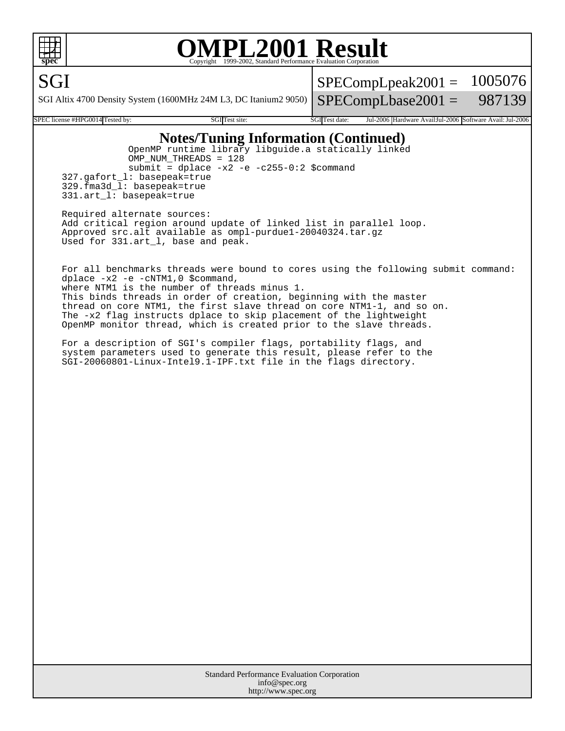# OMPL2001 Result

Copyright 1999-2002, Standard Performance Evaluation Corporation

**SGI**

SGI Altix 4700 Density System (1600MHz 24M L3, DC Itanium2 9050)

SPECompLpeak2001 = 1005076

SPECompLbase2001 = 987139

| SPEC license #: HPG0014 | Tested by: SGI | Test site: SGI | Test date: Jul-2006 | Hardware Avail: Jul-2006 | Software Avail: Jul-2006 |
|---|---|---|---|---|---|

## Notes/Tuning Information (Continued)

```
               OpenMP runtime library libguide.a statically linked
               OMP_NUM_THREADS = 128
               submit = dplace -x2 -e -c255-0:2 $command
     327.gafort_l: basepeak=true
     329.fma3d_l: basepeak=true
     331.art_l: basepeak=true

     Required alternate sources:
     Add critical region around update of linked list in parallel loop.
     Approved src.alt available as ompl-purdue1-20040324.tar.gz
     Used for 331.art_l, base and peak.


     For all benchmarks threads were bound to cores using the following submit command:
     dplace -x2 -e -cNTM1,0 $command,
     where NTM1 is the number of threads minus 1.
     This binds threads in order of creation, beginning with the master
     thread on core NTM1, the first slave thread on core NTM1-1, and so on.
     The -x2 flag instructs dplace to skip placement of the lightweight
     OpenMP monitor thread, which is created prior to the slave threads.

     For a description of SGI's compiler flags, portability flags, and
     system parameters used to generate this result, please refer to the
     SGI-20060801-Linux-Intel9.1-IPF.txt file in the flags directory.
```

Standard Performance Evaluation Corporation
info@spec.org
http://www.spec.org